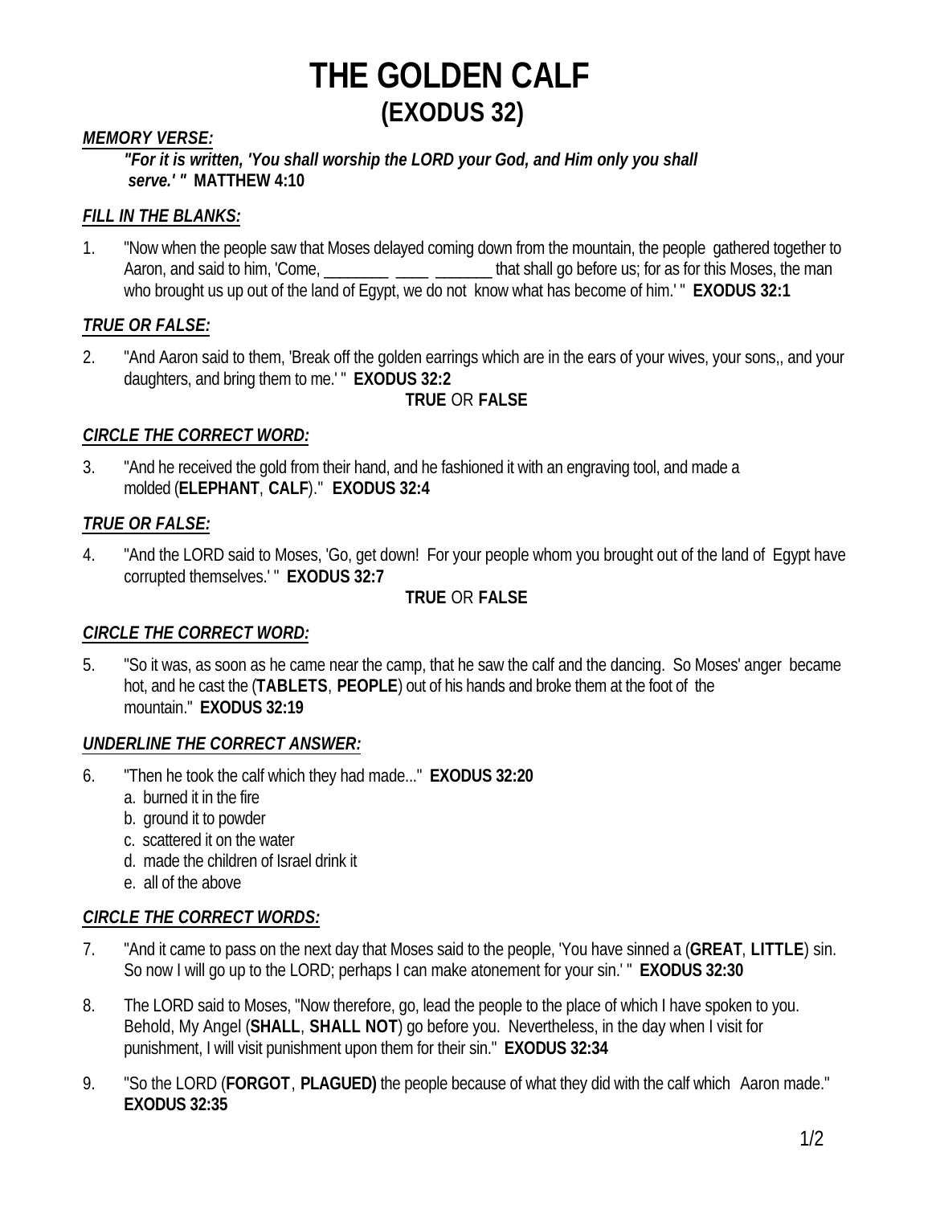# THE GOLDEN CALF
## (EXODUS 32)

***MEMORY VERSE:***

***"For it is written, 'You shall worship the LORD your God, and Him only you shall serve.' "*** **MATTHEW 4:10**

***FILL IN THE BLANKS:***

1. "Now when the people saw that Moses delayed coming down from the mountain, the people gathered together to Aaron, and said to him, 'Come, ________ ____ _______ that shall go before us; for as for this Moses, the man who brought us up out of the land of Egypt, we do not know what has become of him.' " **EXODUS 32:1**

***TRUE OR FALSE:***

2. "And Aaron said to them, 'Break off the golden earrings which are in the ears of your wives, your sons,, and your daughters, and bring them to me.' " **EXODUS 32:2**

   **TRUE** OR **FALSE**

***CIRCLE THE CORRECT WORD:***

3. "And he received the gold from their hand, and he fashioned it with an engraving tool, and made a molded (**ELEPHANT**, **CALF**)." **EXODUS 32:4**

***TRUE OR FALSE:***

4. "And the LORD said to Moses, 'Go, get down! For your people whom you brought out of the land of Egypt have corrupted themselves.' " **EXODUS 32:7**

   **TRUE** OR **FALSE**

***CIRCLE THE CORRECT WORD:***

5. "So it was, as soon as he came near the camp, that he saw the calf and the dancing. So Moses' anger became hot, and he cast the (**TABLETS**, **PEOPLE**) out of his hands and broke them at the foot of the mountain." **EXODUS 32:19**

***UNDERLINE THE CORRECT ANSWER:***

6. "Then he took the calf which they had made..." **EXODUS 32:20**
   a. burned it in the fire
   b. ground it to powder
   c. scattered it on the water
   d. made the children of Israel drink it
   e. all of the above

***CIRCLE THE CORRECT WORDS:***

7. "And it came to pass on the next day that Moses said to the people, 'You have sinned a (**GREAT**, **LITTLE**) sin. So now I will go up to the LORD; perhaps I can make atonement for your sin.' " **EXODUS 32:30**

8. The LORD said to Moses, "Now therefore, go, lead the people to the place of which I have spoken to you. Behold, My Angel (**SHALL**, **SHALL NOT**) go before you. Nevertheless, in the day when I visit for punishment, I will visit punishment upon them for their sin." **EXODUS 32:34**

9. "So the LORD (**FORGOT**, **PLAGUED)** the people because of what they did with the calf which Aaron made." **EXODUS 32:35**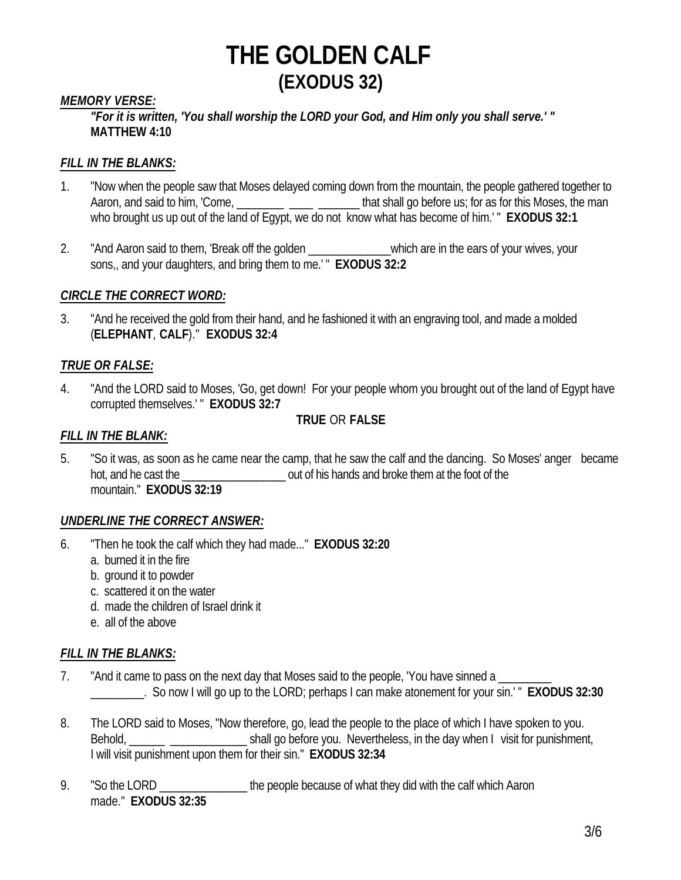# THE GOLDEN CALF
## (EXODUS 32)

***MEMORY VERSE:***

***"For it is written, 'You shall worship the LORD your God, and Him only you shall serve.' "***
**MATTHEW 4:10**

***FILL IN THE BLANKS:***

1. "Now when the people saw that Moses delayed coming down from the mountain, the people gathered together to Aaron, and said to him, 'Come, ________ ____ _______ that shall go before us; for as for this Moses, the man who brought us up out of the land of Egypt, we do not know what has become of him.' " **EXODUS 32:1**

2. "And Aaron said to them, 'Break off the golden ______________which are in the ears of your wives, your sons,, and your daughters, and bring them to me.' " **EXODUS 32:2**

***CIRCLE THE CORRECT WORD:***

3. "And he received the gold from their hand, and he fashioned it with an engraving tool, and made a molded (**ELEPHANT**, **CALF**)." **EXODUS 32:4**

***TRUE OR FALSE:***

4. "And the LORD said to Moses, 'Go, get down! For your people whom you brought out of the land of Egypt have corrupted themselves.' " **EXODUS 32:7**

   **TRUE** OR **FALSE**

***FILL IN THE BLANK:***

5. "So it was, as soon as he came near the camp, that he saw the calf and the dancing. So Moses' anger became hot, and he cast the _________________ out of his hands and broke them at the foot of the mountain." **EXODUS 32:19**

***UNDERLINE THE CORRECT ANSWER:***

6. "Then he took the calf which they had made..." **EXODUS 32:20**
   a. burned it in the fire
   b. ground it to powder
   c. scattered it on the water
   d. made the children of Israel drink it
   e. all of the above

***FILL IN THE BLANKS:***

7. "And it came to pass on the next day that Moses said to the people, 'You have sinned a _________ _________. So now I will go up to the LORD; perhaps I can make atonement for your sin.' " **EXODUS 32:30**

8. The LORD said to Moses, "Now therefore, go, lead the people to the place of which I have spoken to you. Behold, ______ _____________ shall go before you. Nevertheless, in the day when I visit for punishment, I will visit punishment upon them for their sin." **EXODUS 32:34**

9. "So the LORD _______________ the people because of what they did with the calf which Aaron made." **EXODUS 32:35**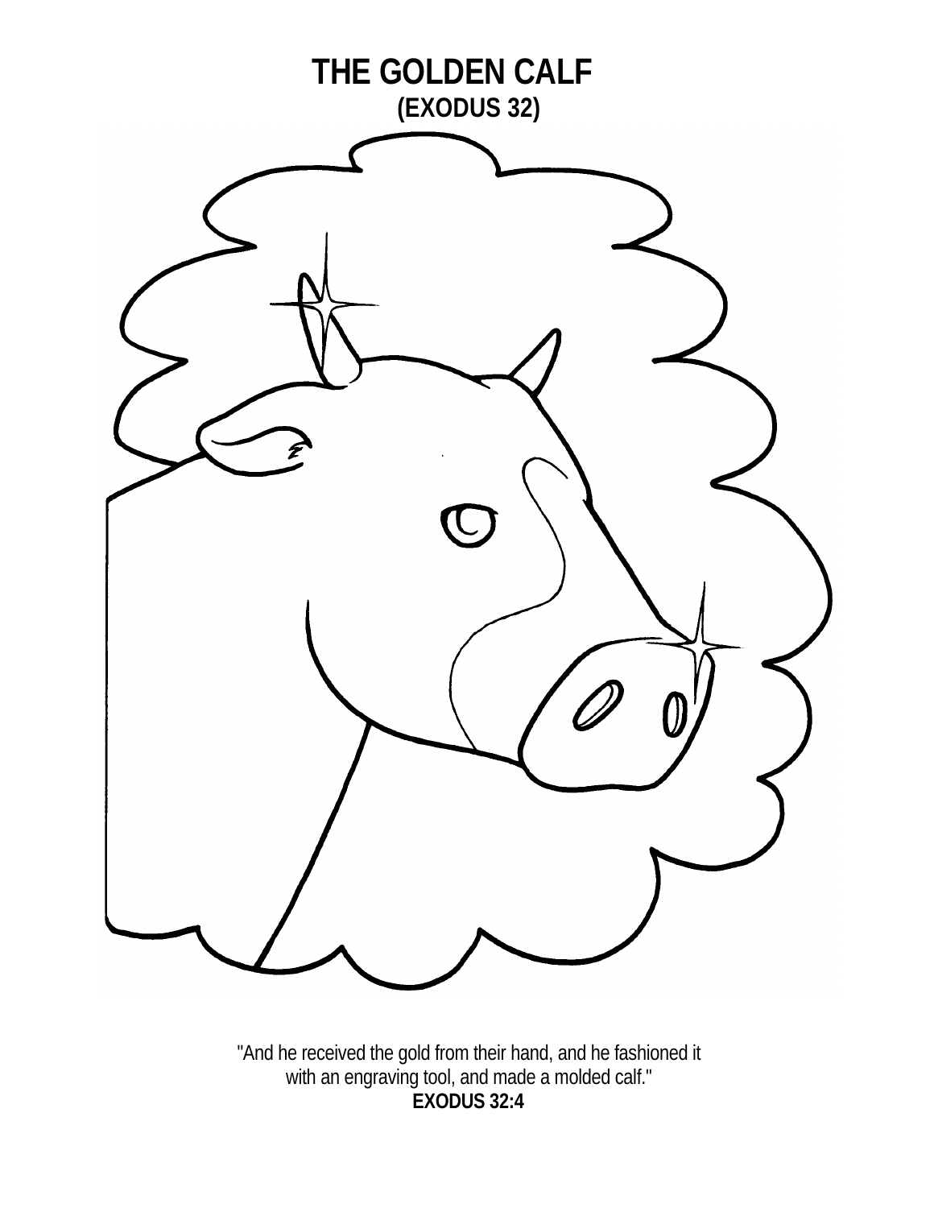# THE GOLDEN CALF

## (EXODUS 32)

"And he received the gold from their hand, and he fashioned it with an engraving tool, and made a molded calf."

**EXODUS 32:4**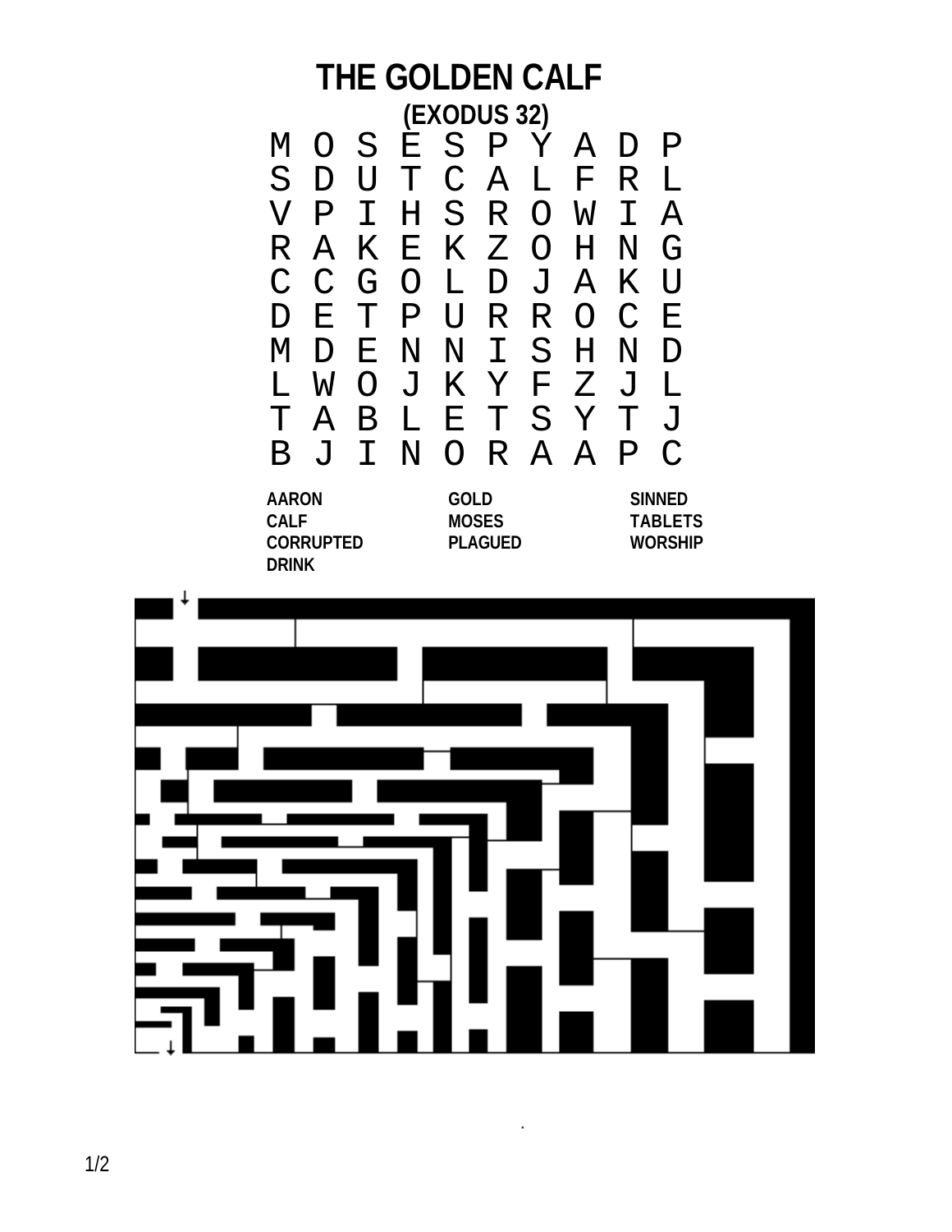# THE GOLDEN CALF

## (EXODUS 32)

```
M O S E S P Y A D P
S D U T C A L F R L
V P I H S R O W I A
R A K E K Z O H N G
C C G O L D J A K U
D E T P U R R O C E
M D E N N I S H N D
L W O J K Y F Z J L
T A B L E T S Y T J
B J I N O R A A P C
```

| | | |
|---|---|---|
| AARON | GOLD | SINNED |
| CALF | MOSES | TABLETS |
| CORRUPTED | PLAGUED | WORSHIP |
| DRINK | | |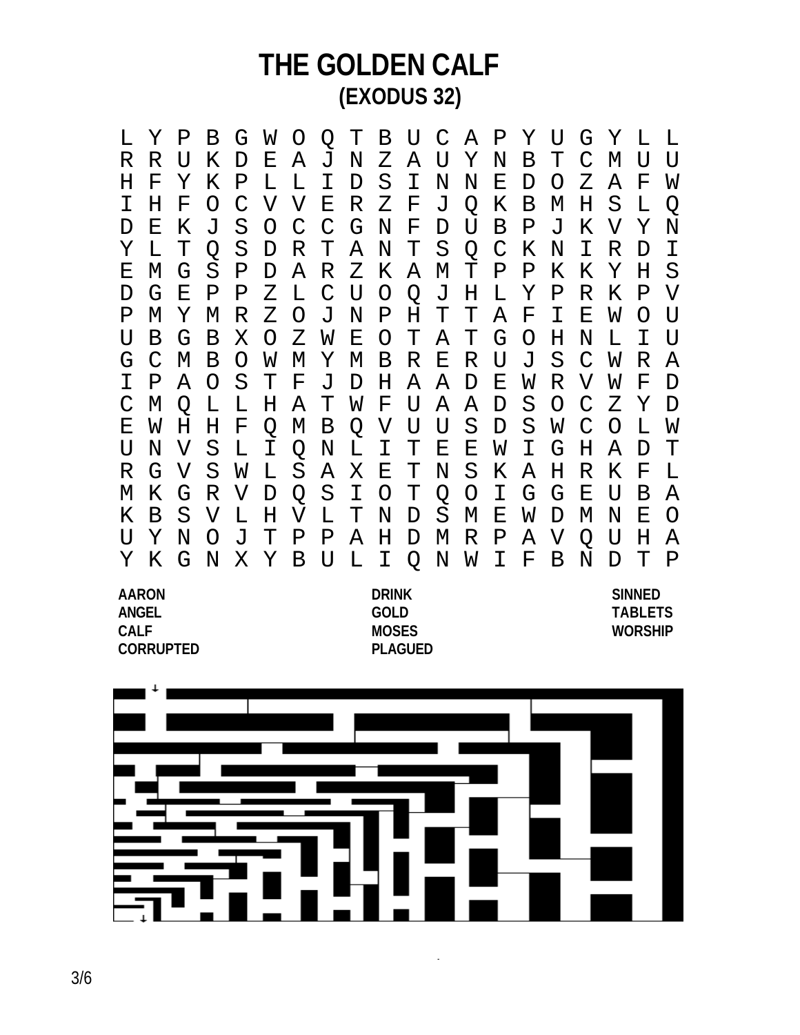# THE GOLDEN CALF

## (EXODUS 32)

```
L Y P B G W O Q T B U C A P Y U G Y L L
R R U K D E A J N Z A U Y N B T C M U U
H F Y K P L L I D S I N N E D O Z A F W
I H F O C V V E R Z F J Q K B M H S L Q
D E K J S O C C G N F D U B P J K V Y N
Y L T Q S D R T A N T S Q C K N I R D I
E M G S P D A R Z K A M T P P K K Y H S
D G E P P Z L C U O Q J H L Y P R K P V
P M Y M R Z O J N P H T T A F I E W O U
U B G B X O Z W E O T A T G O H N L I U
G C M B O W M Y M B R E R U J S C W R A
I P A O S T F J D H A A D E W R V W F D
C M Q L L H A T W F U A A D S O C Z Y D
E W H H F Q M B Q V U U S D S W C O L W
U N V S L I Q N L I T E E W I G H A D T
R G V S W L S A X E T N S K A H R K F L
M K G R V D Q S I O T Q O I G G E U B A
K B S V L H V L T N D S M E W D M N E O
U Y N O J T P P A H D M R P A V Q U H A
Y K G N X Y B U L I Q N W I F B N D T P
```

| | | |
|---|---|---|
| **AARON** | **DRINK** | **SINNED** |
| **ANGEL** | **GOLD** | **TABLETS** |
| **CALF** | **MOSES** | **WORSHIP** |
| **CORRUPTED** | **PLAGUED** | |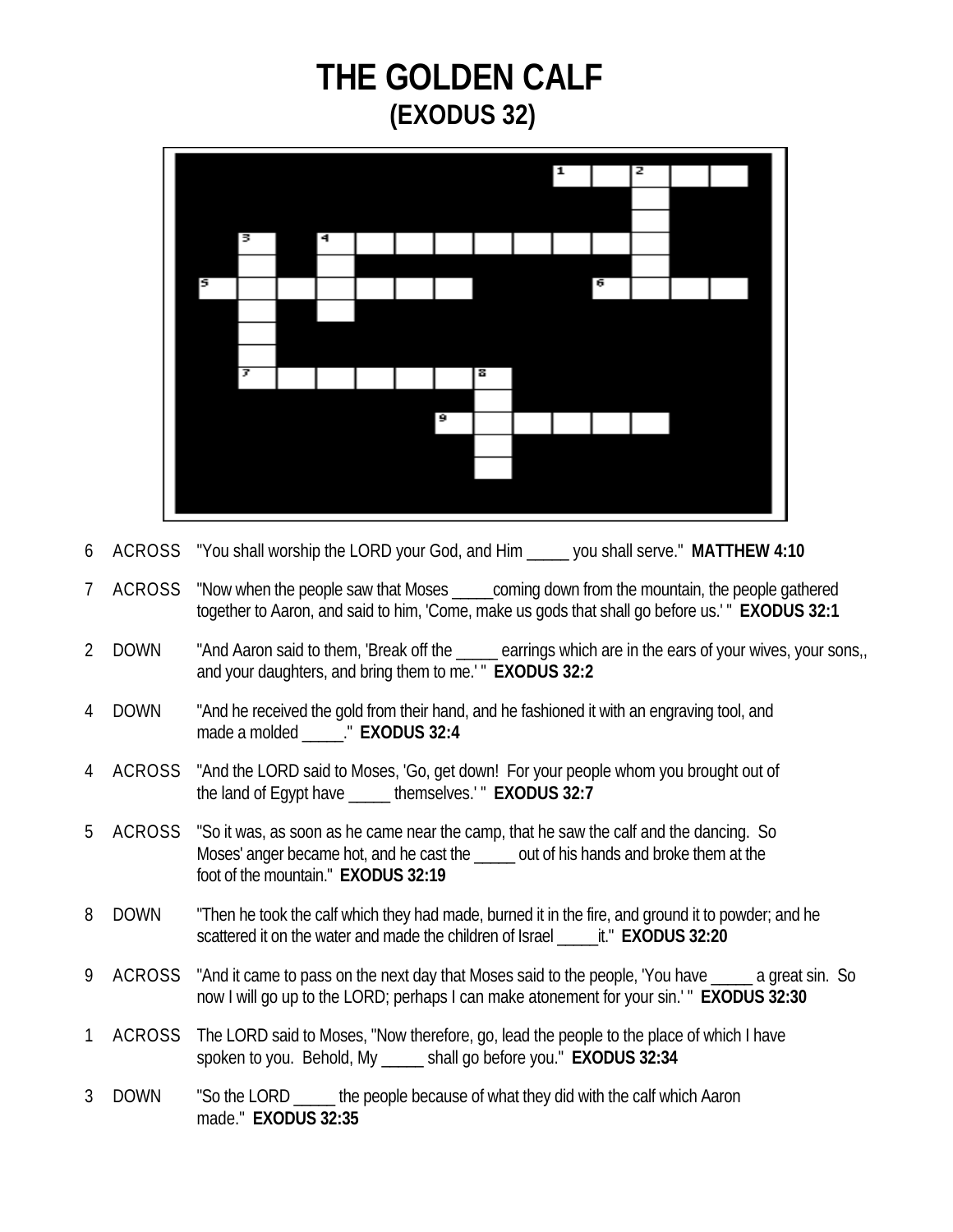# THE GOLDEN CALF
## (EXODUS 32)

6 ACROSS "You shall worship the LORD your God, and Him _____ you shall serve." **MATTHEW 4:10**

7 ACROSS "Now when the people saw that Moses _____coming down from the mountain, the people gathered together to Aaron, and said to him, 'Come, make us gods that shall go before us.' " **EXODUS 32:1**

2 DOWN "And Aaron said to them, 'Break off the _____ earrings which are in the ears of your wives, your sons,, and your daughters, and bring them to me.' " **EXODUS 32:2**

4 DOWN "And he received the gold from their hand, and he fashioned it with an engraving tool, and made a molded _____." **EXODUS 32:4**

4 ACROSS "And the LORD said to Moses, 'Go, get down! For your people whom you brought out of the land of Egypt have _____ themselves.' " **EXODUS 32:7**

5 ACROSS "So it was, as soon as he came near the camp, that he saw the calf and the dancing. So Moses' anger became hot, and he cast the _____ out of his hands and broke them at the foot of the mountain." **EXODUS 32:19**

8 DOWN "Then he took the calf which they had made, burned it in the fire, and ground it to powder; and he scattered it on the water and made the children of Israel _____it." **EXODUS 32:20**

9 ACROSS "And it came to pass on the next day that Moses said to the people, 'You have _____ a great sin. So now I will go up to the LORD; perhaps I can make atonement for your sin.' " **EXODUS 32:30**

1 ACROSS The LORD said to Moses, "Now therefore, go, lead the people to the place of which I have spoken to you. Behold, My _____ shall go before you." **EXODUS 32:34**

3 DOWN "So the LORD _____ the people because of what they did with the calf which Aaron made." **EXODUS 32:35**